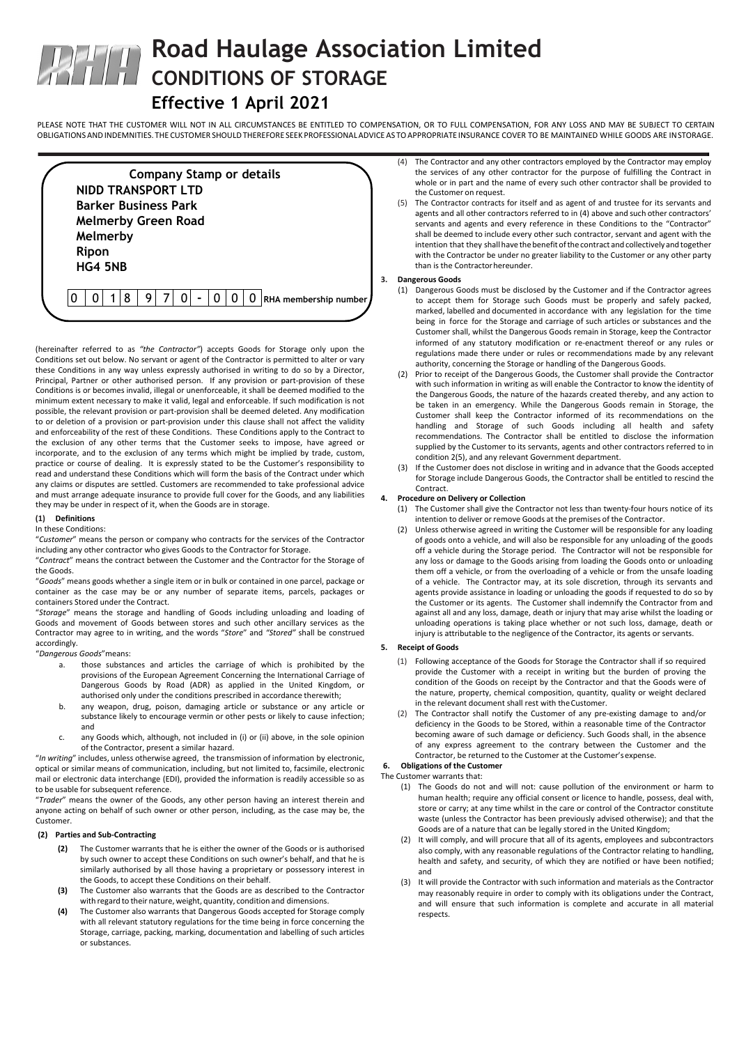# Road Haulage Association Limited
## CONDITIONS OF STORAGE
## Effective 1 April 2021

PLEASE NOTE THAT THE CUSTOMER WILL NOT IN ALL CIRCUMSTANCES BE ENTITLED TO COMPENSATION, OR TO FULL COMPENSATION, FOR ANY LOSS AND MAY BE SUBJECT TO CERTAIN OBLIGATIONS AND INDEMNITIES. THE CUSTOMER SHOULD THEREFORE SEEK PROFESSIONAL ADVICE AS TO APPROPRIATE INSURANCE COVER TO BE MAINTAINED WHILE GOODS ARE IN STORAGE.

**Company Stamp or details**

**NIDD TRANSPORT LTD**
**Barker Business Park**
**Melmerby Green Road**
**Melmerby**
**Ripon**
**HG4 5NB**

0 0 1 8 9 7 0 - 0 0 0 **RHA membership number**

(hereinafter referred to as *"the Contractor"*) accepts Goods for Storage only upon the Conditions set out below. No servant or agent of the Contractor is permitted to alter or vary these Conditions in any way unless expressly authorised in writing to do so by a Director, Principal, Partner or other authorised person. If any provision or part-provision of these Conditions is or becomes invalid, illegal or unenforceable, it shall be deemed modified to the minimum extent necessary to make it valid, legal and enforceable. If such modification is not possible, the relevant provision or part-provision shall be deemed deleted. Any modification to or deletion of a provision or part-provision under this clause shall not affect the validity and enforceability of the rest of these Conditions. These Conditions apply to the Contract to the exclusion of any other terms that the Customer seeks to impose, have agreed or incorporate, and to the exclusion of any terms which might be implied by trade, custom, practice or course of dealing. It is expressly stated to be the Customer's responsibility to read and understand these Conditions which will form the basis of the Contract under which any claims or disputes are settled. Customers are recommended to take professional advice and must arrange adequate insurance to provide full cover for the Goods, and any liabilities they may be under in respect of it, when the Goods are in storage.

**(1) Definitions**

In these Conditions:

"*Customer*" means the person or company who contracts for the services of the Contractor including any other contractor who gives Goods to the Contractor for Storage.

"*Contract*" means the contract between the Customer and the Contractor for the Storage of the Goods.

"*Goods*" means goods whether a single item or in bulk or contained in one parcel, package or container as the case may be or any number of separate items, parcels, packages or containers Stored under the Contract.

"*Storage*" means the storage and handling of Goods including unloading and loading of Goods and movement of Goods between stores and such other ancillary services as the Contractor may agree to in writing, and the words "*Store*" and *"Stored"* shall be construed accordingly.

"*Dangerous Goods*" means:

a. those substances and articles the carriage of which is prohibited by the provisions of the European Agreement Concerning the International Carriage of Dangerous Goods by Road (ADR) as applied in the United Kingdom, or authorised only under the conditions prescribed in accordance therewith;
b. any weapon, drug, poison, damaging article or substance or any article or substance likely to encourage vermin or other pests or likely to cause infection; and
c. any Goods which, although, not included in (i) or (ii) above, in the sole opinion of the Contractor, present a similar hazard.

"*In writing*" includes, unless otherwise agreed, the transmission of information by electronic, optical or similar means of communication, including, but not limited to, facsimile, electronic mail or electronic data interchange (EDI), provided the information is readily accessible so as to be usable for subsequent reference.

"*Trader*" means the owner of the Goods, any other person having an interest therein and anyone acting on behalf of such owner or other person, including, as the case may be, the Customer.

**(2) Parties and Sub-Contracting**

**(2)** The Customer warrants that he is either the owner of the Goods or is authorised by such owner to accept these Conditions on such owner's behalf, and that he is similarly authorised by all those having a proprietary or possessory interest in the Goods, to accept these Conditions on their behalf.

**(3)** The Customer also warrants that the Goods are as described to the Contractor with regard to their nature, weight, quantity, condition and dimensions.

**(4)** The Customer also warrants that Dangerous Goods accepted for Storage comply with all relevant statutory regulations for the time being in force concerning the Storage, carriage, packing, marking, documentation and labelling of such articles or substances.

(4) The Contractor and any other contractors employed by the Contractor may employ the services of any other contractor for the purpose of fulfilling the Contract in whole or in part and the name of every such other contractor shall be provided to the Customer on request.

(5) The Contractor contracts for itself and as agent of and trustee for its servants and agents and all other contractors referred to in (4) above and such other contractors' servants and agents and every reference in these Conditions to the "Contractor" shall be deemed to include every other such contractor, servant and agent with the intention that they shall have the benefit of the contract and collectively and together with the Contractor be under no greater liability to the Customer or any other party than is the Contractor hereunder.

**3. Dangerous Goods**

(1) Dangerous Goods must be disclosed by the Customer and if the Contractor agrees to accept them for Storage such Goods must be properly and safely packed, marked, labelled and documented in accordance with any legislation for the time being in force for the Storage and carriage of such articles or substances and the Customer shall, whilst the Dangerous Goods remain in Storage, keep the Contractor informed of any statutory modification or re-enactment thereof or any rules or regulations made there under or rules or recommendations made by any relevant authority, concerning the Storage or handling of the Dangerous Goods.

(2) Prior to receipt of the Dangerous Goods, the Customer shall provide the Contractor with such information in writing as will enable the Contractor to know the identity of the Dangerous Goods, the nature of the hazards created thereby, and any action to be taken in an emergency. While the Dangerous Goods remain in Storage, the Customer shall keep the Contractor informed of its recommendations on the handling and Storage of such Goods including all health and safety recommendations. The Contractor shall be entitled to disclose the information supplied by the Customer to its servants, agents and other contractors referred to in condition 2(5), and any relevant Government department.

(3) If the Customer does not disclose in writing and in advance that the Goods accepted for Storage include Dangerous Goods, the Contractor shall be entitled to rescind the Contract.

**4. Procedure on Delivery or Collection**

(1) The Customer shall give the Contractor not less than twenty-four hours notice of its intention to deliver or remove Goods at the premises of the Contractor.

(2) Unless otherwise agreed in writing the Customer will be responsible for any loading of goods onto a vehicle, and will also be responsible for any unloading of the goods off a vehicle during the Storage period. The Contractor will not be responsible for any loss or damage to the Goods arising from loading the Goods onto or unloading them off a vehicle, or from the overloading of a vehicle or from the unsafe loading of a vehicle. The Contractor may, at its sole discretion, through its servants and agents provide assistance in loading or unloading the goods if requested to do so by the Customer or its agents. The Customer shall indemnify the Contractor from and against all and any loss, damage, death or injury that may arise whilst the loading or unloading operations is taking place whether or not such loss, damage, death or injury is attributable to the negligence of the Contractor, its agents or servants.

**5. Receipt of Goods**

(1) Following acceptance of the Goods for Storage the Contractor shall if so required provide the Customer with a receipt in writing but the burden of proving the condition of the Goods on receipt by the Contractor and that the Goods were of the nature, property, chemical composition, quantity, quality or weight declared in the relevant document shall rest with the Customer.

(2) The Contractor shall notify the Customer of any pre-existing damage to and/or deficiency in the Goods to be Stored, within a reasonable time of the Contractor becoming aware of such damage or deficiency. Such Goods shall, in the absence of any express agreement to the contrary between the Customer and the Contractor, be returned to the Customer at the Customer's expense.

**6. Obligations of the Customer**

The Customer warrants that:

(1) The Goods do not and will not: cause pollution of the environment or harm to human health; require any official consent or licence to handle, possess, deal with, store or carry; at any time whilst in the care or control of the Contractor constitute waste (unless the Contractor has been previously advised otherwise); and that the Goods are of a nature that can be legally stored in the United Kingdom;

(2) It will comply, and will procure that all of its agents, employees and subcontractors also comply, with any reasonable regulations of the Contractor relating to handling, health and safety, and security, of which they are notified or have been notified; and

(3) It will provide the Contractor with such information and materials as the Contractor may reasonably require in order to comply with its obligations under the Contract, and will ensure that such information is complete and accurate in all material respects.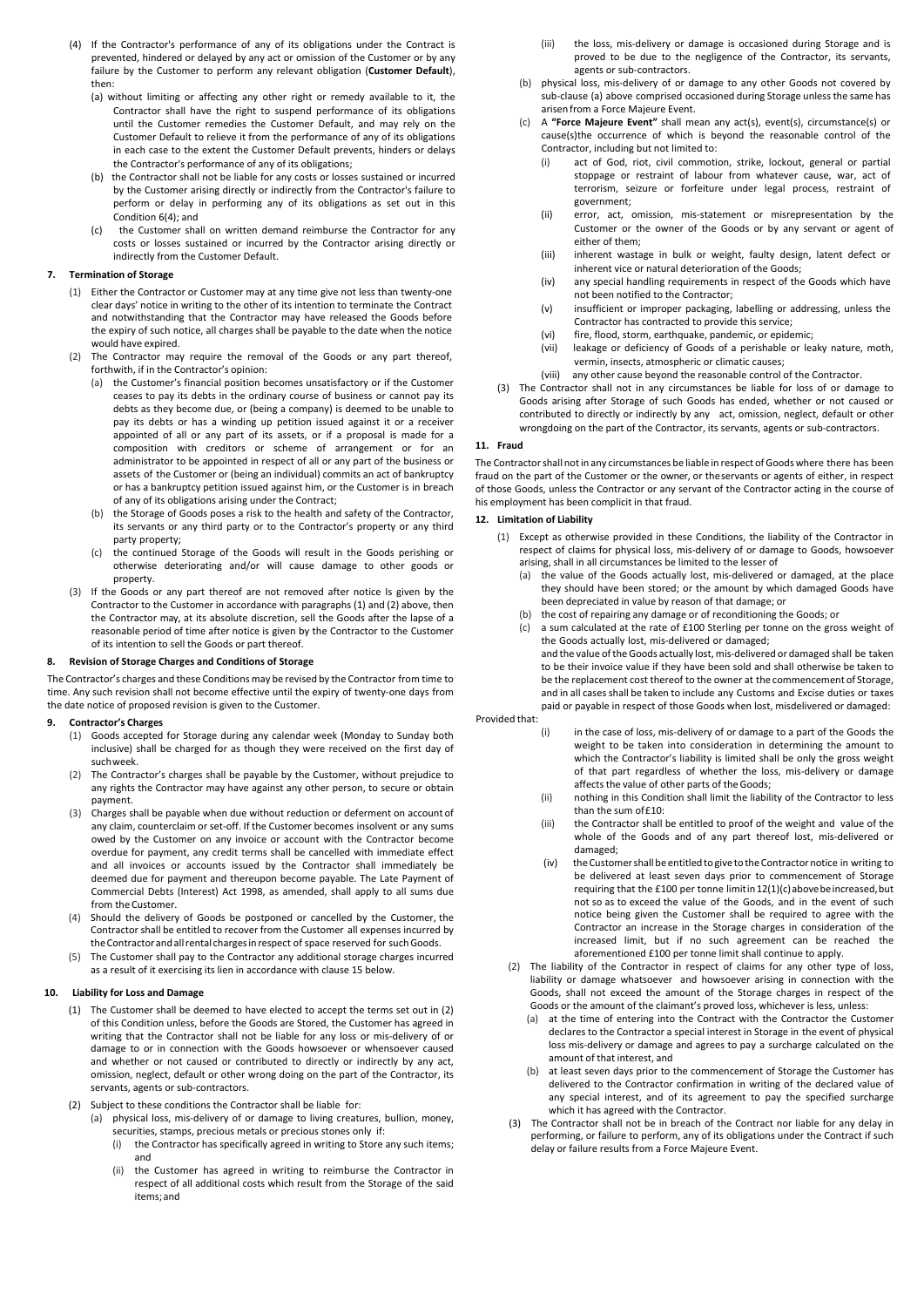(4) If the Contractor's performance of any of its obligations under the Contract is prevented, hindered or delayed by any act or omission of the Customer or by any failure by the Customer to perform any relevant obligation (**Customer Default**), then:

(a) without limiting or affecting any other right or remedy available to it, the Contractor shall have the right to suspend performance of its obligations until the Customer remedies the Customer Default, and may rely on the Customer Default to relieve it from the performance of any of its obligations in each case to the extent the Customer Default prevents, hinders or delays the Contractor's performance of any of its obligations;

(b) the Contractor shall not be liable for any costs or losses sustained or incurred by the Customer arising directly or indirectly from the Contractor's failure to perform or delay in performing any of its obligations as set out in this Condition 6(4); and

(c) the Customer shall on written demand reimburse the Contractor for any costs or losses sustained or incurred by the Contractor arising directly or indirectly from the Customer Default.

## 7. Termination of Storage

(1) Either the Contractor or Customer may at any time give not less than twenty-one clear days' notice in writing to the other of its intention to terminate the Contract and notwithstanding that the Contractor may have released the Goods before the expiry of such notice, all charges shall be payable to the date when the notice would have expired.

(2) The Contractor may require the removal of the Goods or any part thereof, forthwith, if in the Contractor's opinion:

(a) the Customer's financial position becomes unsatisfactory or if the Customer ceases to pay its debts in the ordinary course of business or cannot pay its debts as they become due, or (being a company) is deemed to be unable to pay its debts or has a winding up petition issued against it or a receiver appointed of all or any part of its assets, or if a proposal is made for a composition with creditors or scheme of arrangement or for an administrator to be appointed in respect of all or any part of the business or assets of the Customer or (being an individual) commits an act of bankruptcy or has a bankruptcy petition issued against him, or the Customer is in breach of any of its obligations arising under the Contract;

(b) the Storage of Goods poses a risk to the health and safety of the Contractor, its servants or any third party or to the Contractor's property or any third party property;

(c) the continued Storage of the Goods will result in the Goods perishing or otherwise deteriorating and/or will cause damage to other goods or property.

(3) If the Goods or any part thereof are not removed after notice Is given by the Contractor to the Customer in accordance with paragraphs (1) and (2) above, then the Contractor may, at its absolute discretion, sell the Goods after the lapse of a reasonable period of time after notice is given by the Contractor to the Customer of its intention to sell the Goods or part thereof.

## 8. Revision of Storage Charges and Conditions of Storage

The Contractor's charges and these Conditions may be revised by the Contractor from time to time. Any such revision shall not become effective until the expiry of twenty-one days from the date notice of proposed revision is given to the Customer.

## 9. Contractor's Charges

(1) Goods accepted for Storage during any calendar week (Monday to Sunday both inclusive) shall be charged for as though they were received on the first day of such week.

(2) The Contractor's charges shall be payable by the Customer, without prejudice to any rights the Contractor may have against any other person, to secure or obtain payment.

(3) Charges shall be payable when due without reduction or deferment on account of any claim, counterclaim or set-off. If the Customer becomes insolvent or any sums owed by the Customer on any invoice or account with the Contractor become overdue for payment, any credit terms shall be cancelled with immediate effect and all invoices or accounts issued by the Contractor shall immediately be deemed due for payment and thereupon become payable. The Late Payment of Commercial Debts (Interest) Act 1998, as amended, shall apply to all sums due from the Customer.

(4) Should the delivery of Goods be postponed or cancelled by the Customer, the Contractor shall be entitled to recover from the Customer all expenses incurred by the Contractor and all rental charges in respect of space reserved for such Goods.

(5) The Customer shall pay to the Contractor any additional storage charges incurred as a result of it exercising its lien in accordance with clause 15 below.

## 10. Liability for Loss and Damage

(1) The Customer shall be deemed to have elected to accept the terms set out in (2) of this Condition unless, before the Goods are Stored, the Customer has agreed in writing that the Contractor shall not be liable for any loss or mis-delivery of or damage to or in connection with the Goods howsoever or whensoever caused and whether or not caused or contributed to directly or indirectly by any act, omission, neglect, default or other wrong doing on the part of the Contractor, its servants, agents or sub-contractors.

(2) Subject to these conditions the Contractor shall be liable for:

(a) physical loss, mis-delivery of or damage to living creatures, bullion, money, securities, stamps, precious metals or precious stones only if:

(i) the Contractor has specifically agreed in writing to Store any such items; and

(ii) the Customer has agreed in writing to reimburse the Contractor in respect of all additional costs which result from the Storage of the said items; and

(iii) the loss, mis-delivery or damage is occasioned during Storage and is proved to be due to the negligence of the Contractor, its servants, agents or sub-contractors.

(b) physical loss, mis-delivery of or damage to any other Goods not covered by sub-clause (a) above comprised occasioned during Storage unless the same has arisen from a Force Majeure Event.

(c) A **"Force Majeure Event"** shall mean any act(s), event(s), circumstance(s) or cause(s)the occurrence of which is beyond the reasonable control of the Contractor, including but not limited to:

(i) act of God, riot, civil commotion, strike, lockout, general or partial stoppage or restraint of labour from whatever cause, war, act of terrorism, seizure or forfeiture under legal process, restraint of government;

(ii) error, act, omission, mis-statement or misrepresentation by the Customer or the owner of the Goods or by any servant or agent of either of them;

(iii) inherent wastage in bulk or weight, faulty design, latent defect or inherent vice or natural deterioration of the Goods;

(iv) any special handling requirements in respect of the Goods which have not been notified to the Contractor;

(v) insufficient or improper packaging, labelling or addressing, unless the Contractor has contracted to provide this service;

(vi) fire, flood, storm, earthquake, pandemic, or epidemic;

(vii) leakage or deficiency of Goods of a perishable or leaky nature, moth, vermin, insects, atmospheric or climatic causes;

(viii) any other cause beyond the reasonable control of the Contractor.

(3) The Contractor shall not in any circumstances be liable for loss of or damage to Goods arising after Storage of such Goods has ended, whether or not caused or contributed to directly or indirectly by any act, omission, neglect, default or other wrongdoing on the part of the Contractor, its servants, agents or sub-contractors.

## 11. Fraud

The Contractor shall not in any circumstances be liable in respect of Goods where there has been fraud on the part of the Customer or the owner, or the servants or agents of either, in respect of those Goods, unless the Contractor or any servant of the Contractor acting in the course of his employment has been complicit in that fraud.

## 12. Limitation of Liability

(1) Except as otherwise provided in these Conditions, the liability of the Contractor in respect of claims for physical loss, mis-delivery of or damage to Goods, howsoever arising, shall in all circumstances be limited to the lesser of

(a) the value of the Goods actually lost, mis-delivered or damaged, at the place they should have been stored; or the amount by which damaged Goods have been depreciated in value by reason of that damage; or

(b) the cost of repairing any damage or of reconditioning the Goods; or

(c) a sum calculated at the rate of £100 Sterling per tonne on the gross weight of the Goods actually lost, mis-delivered or damaged;

and the value of the Goods actually lost, mis-delivered or damaged shall be taken to be their invoice value if they have been sold and shall otherwise be taken to be the replacement cost thereof to the owner at the commencement of Storage, and in all cases shall be taken to include any Customs and Excise duties or taxes paid or payable in respect of those Goods when lost, misdelivered or damaged:

Provided that:

(i) in the case of loss, mis-delivery of or damage to a part of the Goods the weight to be taken into consideration in determining the amount to which the Contractor's liability is limited shall be only the gross weight of that part regardless of whether the loss, mis-delivery or damage affects the value of other parts of the Goods;

(ii) nothing in this Condition shall limit the liability of the Contractor to less than the sum of £10:

(iii) the Contractor shall be entitled to proof of the weight and value of the whole of the Goods and of any part thereof lost, mis-delivered or damaged;

(iv) the Customer shall be entitled to give to the Contractor notice in writing to be delivered at least seven days prior to commencement of Storage requiring that the £100 per tonne limit in 12(1)(c) above be increased, but not so as to exceed the value of the Goods, and in the event of such notice being given the Customer shall be required to agree with the Contractor an increase in the Storage charges in consideration of the increased limit, but if no such agreement can be reached the aforementioned £100 per tonne limit shall continue to apply.

(2) The liability of the Contractor in respect of claims for any other type of loss, liability or damage whatsoever and howsoever arising in connection with the Goods, shall not exceed the amount of the Storage charges in respect of the Goods or the amount of the claimant's proved loss, whichever is less, unless:

(a) at the time of entering into the Contract with the Contractor the Customer declares to the Contractor a special interest in Storage in the event of physical loss mis-delivery or damage and agrees to pay a surcharge calculated on the amount of that interest, and

(b) at least seven days prior to the commencement of Storage the Customer has delivered to the Contractor confirmation in writing of the declared value of any special interest, and of its agreement to pay the specified surcharge which it has agreed with the Contractor.

(3) The Contractor shall not be in breach of the Contract nor liable for any delay in performing, or failure to perform, any of its obligations under the Contract if such delay or failure results from a Force Majeure Event.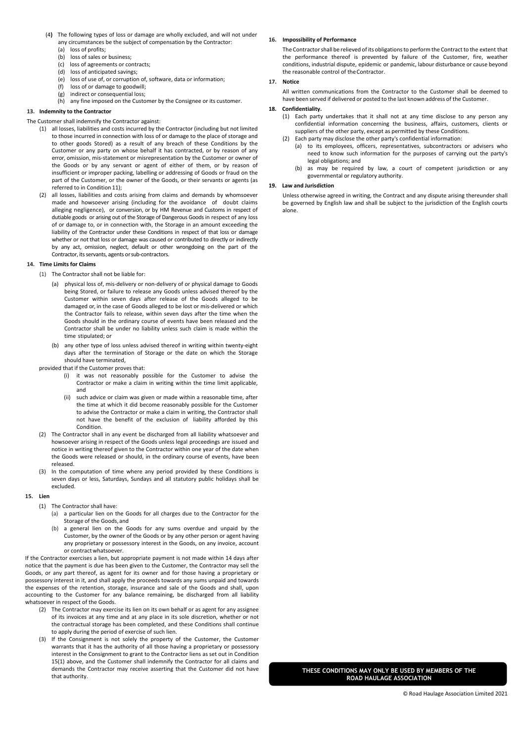(4) The following types of loss or damage are wholly excluded, and will not under any circumstances be the subject of compensation by the Contractor:
   - (a) loss of profits;
   - (b) loss of sales or business;
   - (c) loss of agreements or contracts;
   - (d) loss of anticipated savings;
   - (e) loss of use of, or corruption of, software, data or information;
   - (f) loss of or damage to goodwill;
   - (g) indirect or consequential loss;
   - (h) any fine imposed on the Customer by the Consignee or its customer.

### 13. Indemnity to the Contractor

The Customer shall indemnify the Contractor against:

(1) all losses, liabilities and costs incurred by the Contractor (including but not limited to those incurred in connection with loss of or damage to the place of storage and to other goods Stored) as a result of any breach of these Conditions by the Customer or any party on whose behalf it has contracted, or by reason of any error, omission, mis-statement or misrepresentation by the Customer or owner of the Goods or by any servant or agent of either of them, or by reason of insufficient or improper packing, labelling or addressing of Goods or fraud on the part of the Customer, or the owner of the Goods, or their servants or agents (as referred to in Condition 11);

(2) all losses, liabilities and costs arising from claims and demands by whomsoever made and howsoever arising (including for the avoidance of doubt claims alleging negligence), or conversion, or by HM Revenue and Customs in respect of dutiable goods or arising out of the Storage of Dangerous Goods in respect of any loss of or damage to, or in connection with, the Storage in an amount exceeding the liability of the Contractor under these Conditions in respect of that loss or damage whether or not that loss or damage was caused or contributed to directly or indirectly by any act, omission, neglect, default or other wrongdoing on the part of the Contractor, its servants, agents or sub-contractors.

### 14. Time Limits for Claims

(1) The Contractor shall not be liable for:

   - (a) physical loss of, mis-delivery or non-delivery of or physical damage to Goods being Stored, or failure to release any Goods unless advised thereof by the Customer within seven days after release of the Goods alleged to be damaged or, in the case of Goods alleged to be lost or mis-delivered or which the Contractor fails to release, within seven days after the time when the Goods should in the ordinary course of events have been released and the Contractor shall be under no liability unless such claim is made within the time stipulated; or
   - (b) any other type of loss unless advised thereof in writing within twenty-eight days after the termination of Storage or the date on which the Storage should have terminated,

provided that if the Customer proves that:

   - (i) it was not reasonably possible for the Customer to advise the Contractor or make a claim in writing within the time limit applicable, and
   - (ii) such advice or claim was given or made within a reasonable time, after the time at which it did become reasonably possible for the Customer to advise the Contractor or make a claim in writing, the Contractor shall not have the benefit of the exclusion of liability afforded by this Condition.

(2) The Contractor shall in any event be discharged from all liability whatsoever and howsoever arising in respect of the Goods unless legal proceedings are issued and notice in writing thereof given to the Contractor within one year of the date when the Goods were released or should, in the ordinary course of events, have been released.

(3) In the computation of time where any period provided by these Conditions is seven days or less, Saturdays, Sundays and all statutory public holidays shall be excluded.

### 15. Lien

(1) The Contractor shall have:

   - (a) a particular lien on the Goods for all charges due to the Contractor for the Storage of the Goods, and
   - (b) a general lien on the Goods for any sums overdue and unpaid by the Customer, by the owner of the Goods or by any other person or agent having any proprietary or possessory interest in the Goods, on any invoice, account or contract whatsoever.

If the Contractor exercises a lien, but appropriate payment is not made within 14 days after notice that the payment is due has been given to the Customer, the Contractor may sell the Goods, or any part thereof, as agent for its owner and for those having a proprietary or possessory interest in it, and shall apply the proceeds towards any sums unpaid and towards the expenses of the retention, storage, insurance and sale of the Goods and shall, upon accounting to the Customer for any balance remaining, be discharged from all liability whatsoever in respect of the Goods.

(2) The Contractor may exercise its lien on its own behalf or as agent for any assignee of its invoices at any time and at any place in its sole discretion, whether or not the contractual storage has been completed, and these Conditions shall continue to apply during the period of exercise of such lien.

(3) If the Consignment is not solely the property of the Customer, the Customer warrants that it has the authority of all those having a proprietary or possessory interest in the Consignment to grant to the Contractor liens as set out in Condition 15(1) above, and the Customer shall indemnify the Contractor for all claims and demands the Contractor may receive asserting that the Customer did not have that authority.

### 16. Impossibility of Performance

The Contractor shall be relieved of its obligations to perform the Contract to the extent that the performance thereof is prevented by failure of the Customer, fire, weather conditions, industrial dispute, epidemic or pandemic, labour disturbance or cause beyond the reasonable control of the Contractor.

### 17. Notice

All written communications from the Contractor to the Customer shall be deemed to have been served if delivered or posted to the last known address of the Customer.

### 18. Confidentiality.

(1) Each party undertakes that it shall not at any time disclose to any person any confidential information concerning the business, affairs, customers, clients or suppliers of the other party, except as permitted by these Conditions.

(2) Each party may disclose the other party's confidential information:

   - (a) to its employees, officers, representatives, subcontractors or advisers who need to know such information for the purposes of carrying out the party's legal obligations; and
   - (b) as may be required by law, a court of competent jurisdiction or any governmental or regulatory authority.

### 19. Law and Jurisdiction

Unless otherwise agreed in writing, the Contract and any dispute arising thereunder shall be governed by English law and shall be subject to the jurisdiction of the English courts alone.

**THESE CONDITIONS MAY ONLY BE USED BY MEMBERS OF THE ROAD HAULAGE ASSOCIATION**

© Road Haulage Association Limited 2021